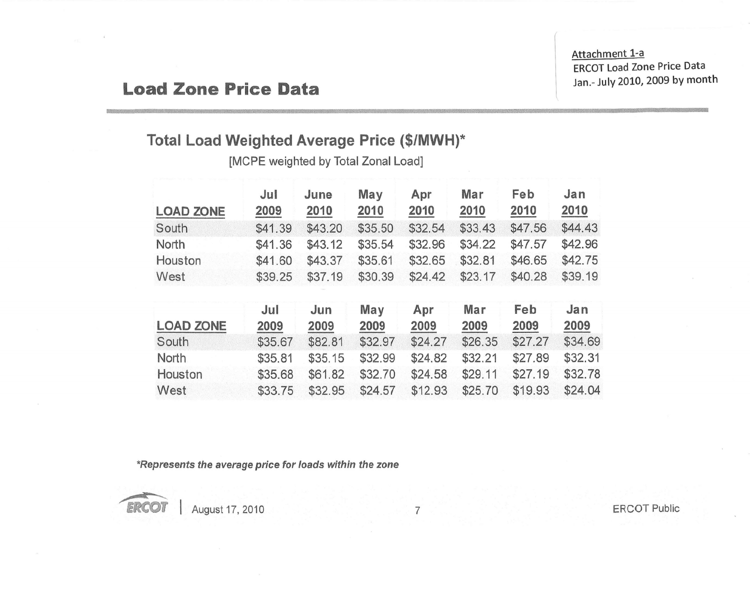Attachment 1-a
ERCOT Load Zone Price Data
Jan.- July 2010, 2009 by month

# Load Zone Price Data

## Total Load Weighted Average Price ($/MWH)*

[MCPE weighted by Total Zonal Load]

| LOAD ZONE | Jul 2009 | June 2010 | May 2010 | Apr 2010 | Mar 2010 | Feb 2010 | Jan 2010 |
|---|---|---|---|---|---|---|---|
| South | $41.39 | $43.20 | $35.50 | $32.54 | $33.43 | $47.56 | $44.43 |
| North | $41.36 | $43.12 | $35.54 | $32.96 | $34.22 | $47.57 | $42.96 |
| Houston | $41.60 | $43.37 | $35.61 | $32.65 | $32.81 | $46.65 | $42.75 |
| West | $39.25 | $37.19 | $30.39 | $24.42 | $23.17 | $40.28 | $39.19 |

| LOAD ZONE | Jul 2009 | Jun 2009 | May 2009 | Apr 2009 | Mar 2009 | Feb 2009 | Jan 2009 |
|---|---|---|---|---|---|---|---|
| South | $35.67 | $82.81 | $32.97 | $24.27 | $26.35 | $27.27 | $34.69 |
| North | $35.81 | $35.15 | $32.99 | $24.82 | $32.21 | $27.89 | $32.31 |
| Houston | $35.68 | $61.82 | $32.70 | $24.58 | $29.11 | $27.19 | $32.78 |
| West | $33.75 | $32.95 | $24.57 | $12.93 | $25.70 | $19.93 | $24.04 |

*Represents the average price for loads within the zone*

ERCOT | August 17, 2010

ERCOT Public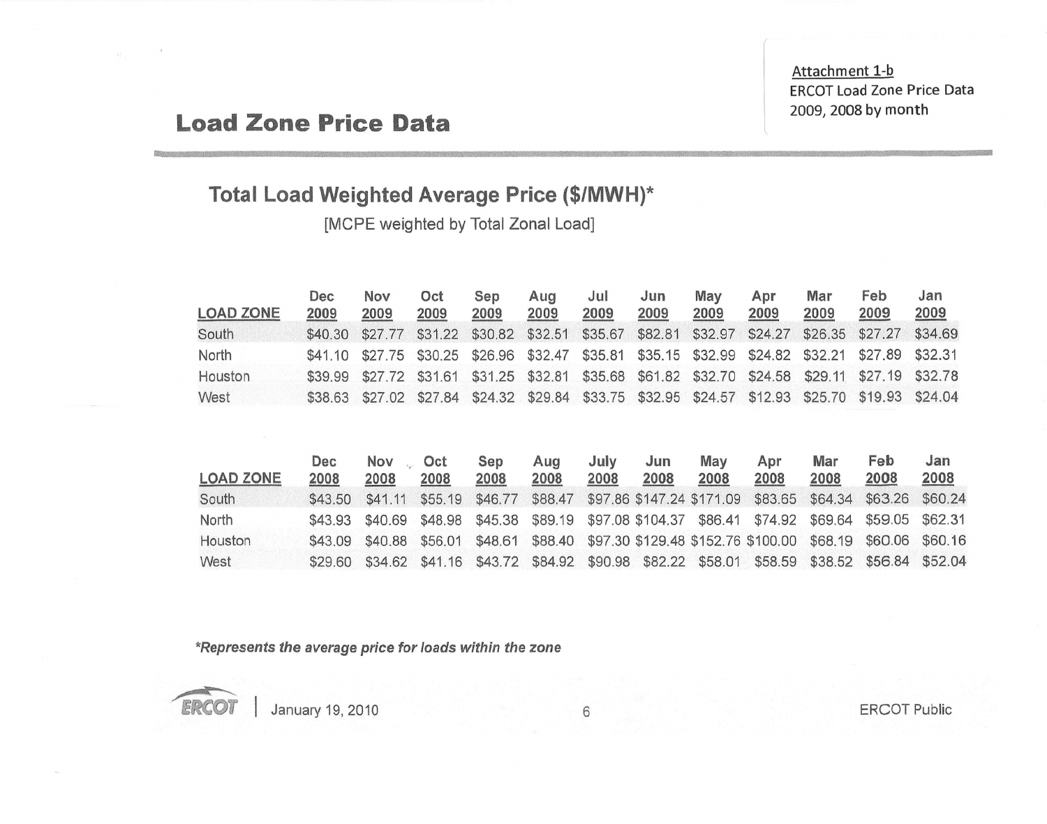Attachment 1-b
ERCOT Load Zone Price Data
2009, 2008 by month

# Load Zone Price Data

## Total Load Weighted Average Price ($/MWH)*

[MCPE weighted by Total Zonal Load]

| LOAD ZONE | Dec 2009 | Nov 2009 | Oct 2009 | Sep 2009 | Aug 2009 | Jul 2009 | Jun 2009 | May 2009 | Apr 2009 | Mar 2009 | Feb 2009 | Jan 2009 |
|---|---|---|---|---|---|---|---|---|---|---|---|---|
| South | $40.30 | $27.77 | $31.22 | $30.82 | $32.51 | $35.67 | $82.81 | $32.97 | $24.27 | $26.35 | $27.27 | $34.69 |
| North | $41.10 | $27.75 | $30.25 | $26.96 | $32.47 | $35.81 | $35.15 | $32.99 | $24.82 | $32.21 | $27.89 | $32.31 |
| Houston | $39.99 | $27.72 | $31.61 | $31.25 | $32.81 | $35.68 | $61.82 | $32.70 | $24.58 | $29.11 | $27.19 | $32.78 |
| West | $38.63 | $27.02 | $27.84 | $24.32 | $29.84 | $33.75 | $32.95 | $24.57 | $12.93 | $25.70 | $19.93 | $24.04 |

| LOAD ZONE | Dec 2008 | Nov 2008 | Oct 2008 | Sep 2008 | Aug 2008 | July 2008 | Jun 2008 | May 2008 | Apr 2008 | Mar 2008 | Feb 2008 | Jan 2008 |
|---|---|---|---|---|---|---|---|---|---|---|---|---|
| South | $43.50 | $41.11 | $55.19 | $46.77 | $88.47 | $97.86 | $147.24 | $171.09 | $83.65 | $64.34 | $63.26 | $60.24 |
| North | $43.93 | $40.69 | $48.98 | $45.38 | $89.19 | $97.08 | $104.37 | $86.41 | $74.92 | $69.64 | $59.05 | $62.31 |
| Houston | $43.09 | $40.88 | $56.01 | $48.61 | $88.40 | $97.30 | $129.48 | $152.76 | $100.00 | $68.19 | $60.06 | $60.16 |
| West | $29.60 | $34.62 | $41.16 | $43.72 | $84.92 | $90.98 | $82.22 | $58.01 | $58.59 | $38.52 | $56.84 | $52.04 |

*\*Represents the average price for loads within the zone*

ERCOT | January 19, 2010

ERCOT Public